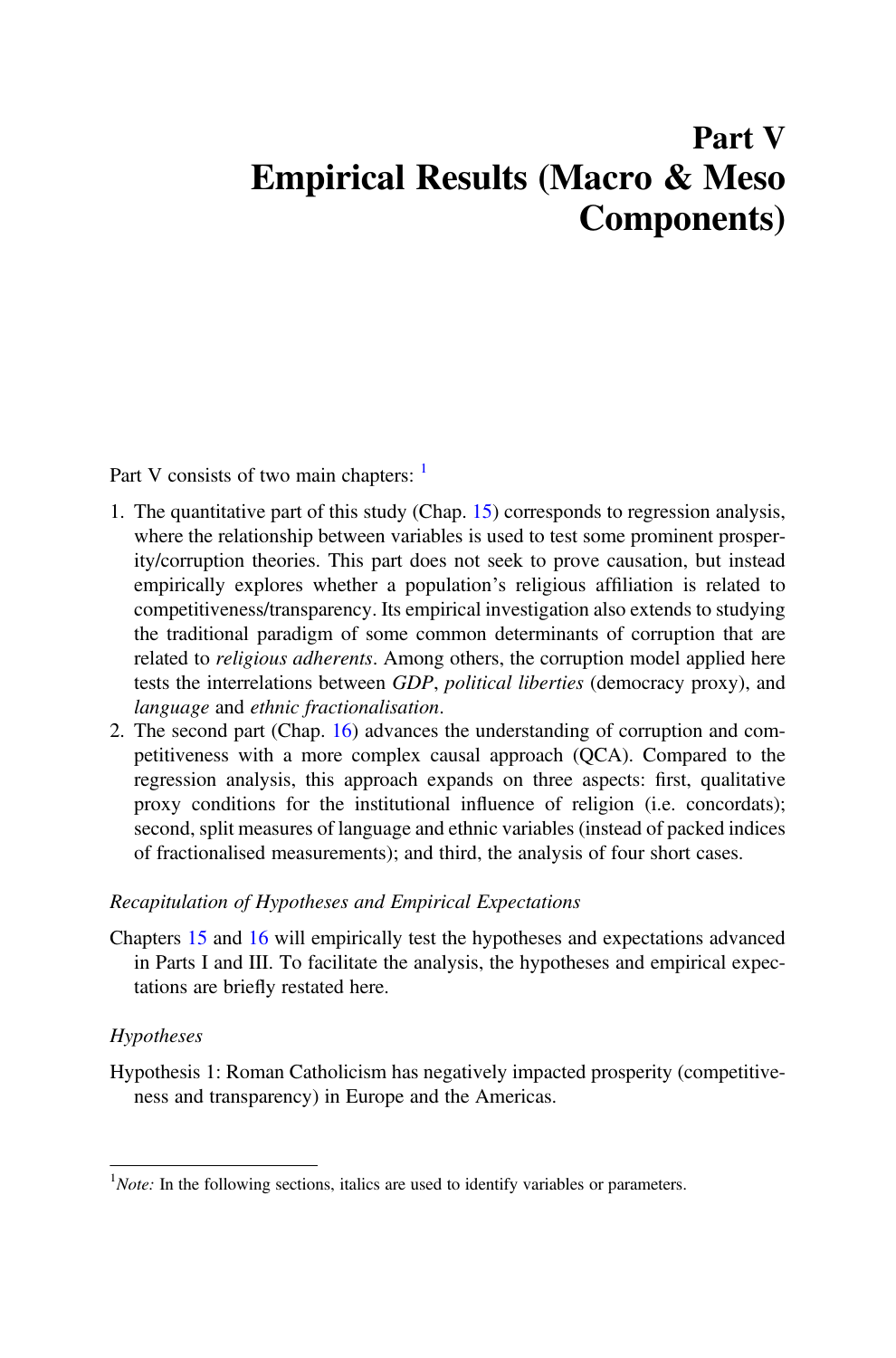# Part V
# Empirical Results (Macro & Meso Components)

Part V consists of two main chapters: [1]

1. The quantitative part of this study (Chap. 15) corresponds to regression analysis, where the relationship between variables is used to test some prominent prosperity/corruption theories. This part does not seek to prove causation, but instead empirically explores whether a population's religious affiliation is related to competitiveness/transparency. Its empirical investigation also extends to studying the traditional paradigm of some common determinants of corruption that are related to *religious adherents*. Among others, the corruption model applied here tests the interrelations between *GDP*, *political liberties* (democracy proxy), and *language* and *ethnic fractionalisation*.
2. The second part (Chap. 16) advances the understanding of corruption and competitiveness with a more complex causal approach (QCA). Compared to the regression analysis, this approach expands on three aspects: first, qualitative proxy conditions for the institutional influence of religion (i.e. concordats); second, split measures of language and ethnic variables (instead of packed indices of fractionalised measurements); and third, the analysis of four short cases.

*Recapitulation of Hypotheses and Empirical Expectations*

Chapters 15 and 16 will empirically test the hypotheses and expectations advanced in Parts I and III. To facilitate the analysis, the hypotheses and empirical expectations are briefly restated here.

*Hypotheses*

Hypothesis 1: Roman Catholicism has negatively impacted prosperity (competitiveness and transparency) in Europe and the Americas.

---

[1] *Note:* In the following sections, italics are used to identify variables or parameters.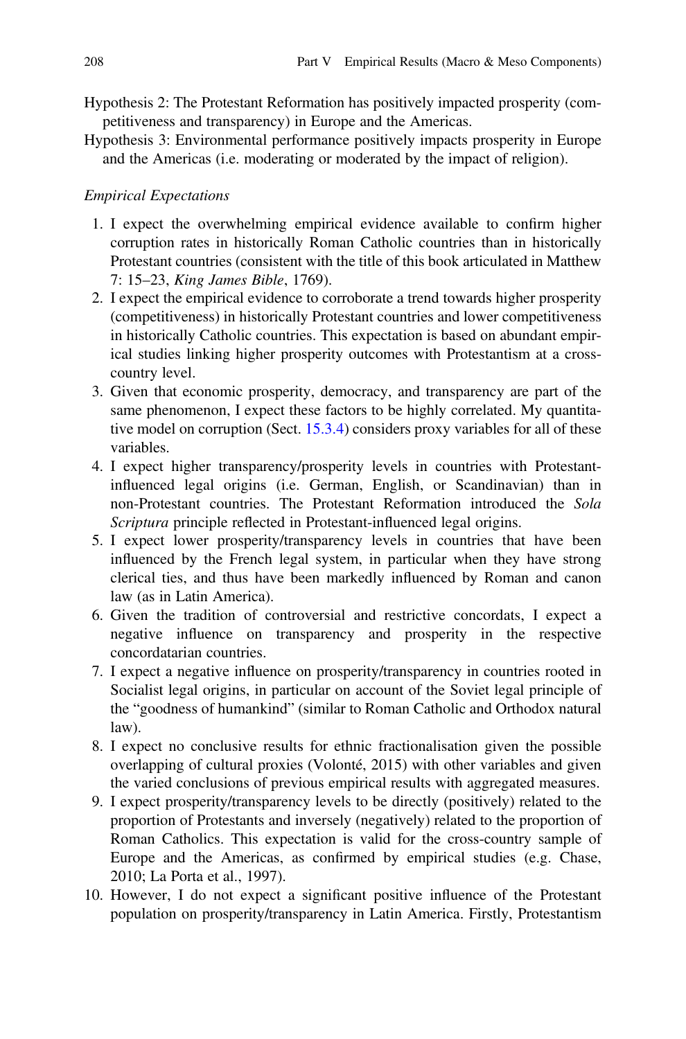Hypothesis 2: The Protestant Reformation has positively impacted prosperity (competitiveness and transparency) in Europe and the Americas.

Hypothesis 3: Environmental performance positively impacts prosperity in Europe and the Americas (i.e. moderating or moderated by the impact of religion).

*Empirical Expectations*

1. I expect the overwhelming empirical evidence available to confirm higher corruption rates in historically Roman Catholic countries than in historically Protestant countries (consistent with the title of this book articulated in Matthew 7: 15–23, *King James Bible*, 1769).
2. I expect the empirical evidence to corroborate a trend towards higher prosperity (competitiveness) in historically Protestant countries and lower competitiveness in historically Catholic countries. This expectation is based on abundant empirical studies linking higher prosperity outcomes with Protestantism at a cross-country level.
3. Given that economic prosperity, democracy, and transparency are part of the same phenomenon, I expect these factors to be highly correlated. My quantitative model on corruption (Sect. 15.3.4) considers proxy variables for all of these variables.
4. I expect higher transparency/prosperity levels in countries with Protestant-influenced legal origins (i.e. German, English, or Scandinavian) than in non-Protestant countries. The Protestant Reformation introduced the *Sola Scriptura* principle reflected in Protestant-influenced legal origins.
5. I expect lower prosperity/transparency levels in countries that have been influenced by the French legal system, in particular when they have strong clerical ties, and thus have been markedly influenced by Roman and canon law (as in Latin America).
6. Given the tradition of controversial and restrictive concordats, I expect a negative influence on transparency and prosperity in the respective concordatarian countries.
7. I expect a negative influence on prosperity/transparency in countries rooted in Socialist legal origins, in particular on account of the Soviet legal principle of the "goodness of humankind" (similar to Roman Catholic and Orthodox natural law).
8. I expect no conclusive results for ethnic fractionalisation given the possible overlapping of cultural proxies (Volonté, 2015) with other variables and given the varied conclusions of previous empirical results with aggregated measures.
9. I expect prosperity/transparency levels to be directly (positively) related to the proportion of Protestants and inversely (negatively) related to the proportion of Roman Catholics. This expectation is valid for the cross-country sample of Europe and the Americas, as confirmed by empirical studies (e.g. Chase, 2010; La Porta et al., 1997).
10. However, I do not expect a significant positive influence of the Protestant population on prosperity/transparency in Latin America. Firstly, Protestantism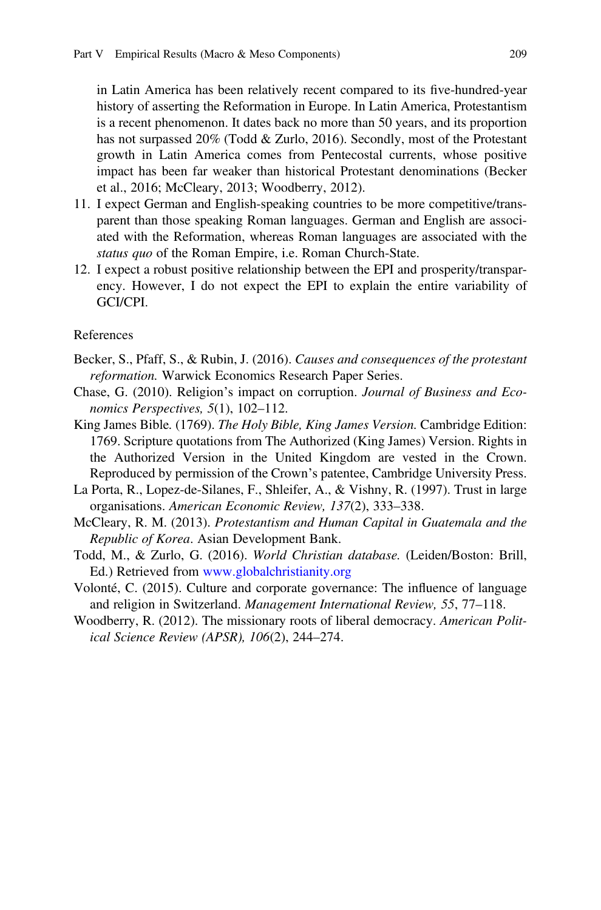in Latin America has been relatively recent compared to its five-hundred-year history of asserting the Reformation in Europe. In Latin America, Protestantism is a recent phenomenon. It dates back no more than 50 years, and its proportion has not surpassed 20% (Todd & Zurlo, 2016). Secondly, most of the Protestant growth in Latin America comes from Pentecostal currents, whose positive impact has been far weaker than historical Protestant denominations (Becker et al., 2016; McCleary, 2013; Woodberry, 2012).

11. I expect German and English-speaking countries to be more competitive/transparent than those speaking Roman languages. German and English are associated with the Reformation, whereas Roman languages are associated with the *status quo* of the Roman Empire, i.e. Roman Church-State.
12. I expect a robust positive relationship between the EPI and prosperity/transparency. However, I do not expect the EPI to explain the entire variability of GCI/CPI.

References

Becker, S., Pfaff, S., & Rubin, J. (2016). *Causes and consequences of the protestant reformation.* Warwick Economics Research Paper Series.

Chase, G. (2010). Religion's impact on corruption. *Journal of Business and Economics Perspectives, 5*(1), 102–112.

King James Bible. (1769). *The Holy Bible, King James Version.* Cambridge Edition: 1769. Scripture quotations from The Authorized (King James) Version. Rights in the Authorized Version in the United Kingdom are vested in the Crown. Reproduced by permission of the Crown's patentee, Cambridge University Press.

La Porta, R., Lopez-de-Silanes, F., Shleifer, A., & Vishny, R. (1997). Trust in large organisations. *American Economic Review, 137*(2), 333–338.

McCleary, R. M. (2013). *Protestantism and Human Capital in Guatemala and the Republic of Korea*. Asian Development Bank.

Todd, M., & Zurlo, G. (2016). *World Christian database.* (Leiden/Boston: Brill, Ed.) Retrieved from www.globalchristianity.org

Volonté, C. (2015). Culture and corporate governance: The influence of language and religion in Switzerland. *Management International Review, 55*, 77–118.

Woodberry, R. (2012). The missionary roots of liberal democracy. *American Political Science Review (APSR), 106*(2), 244–274.